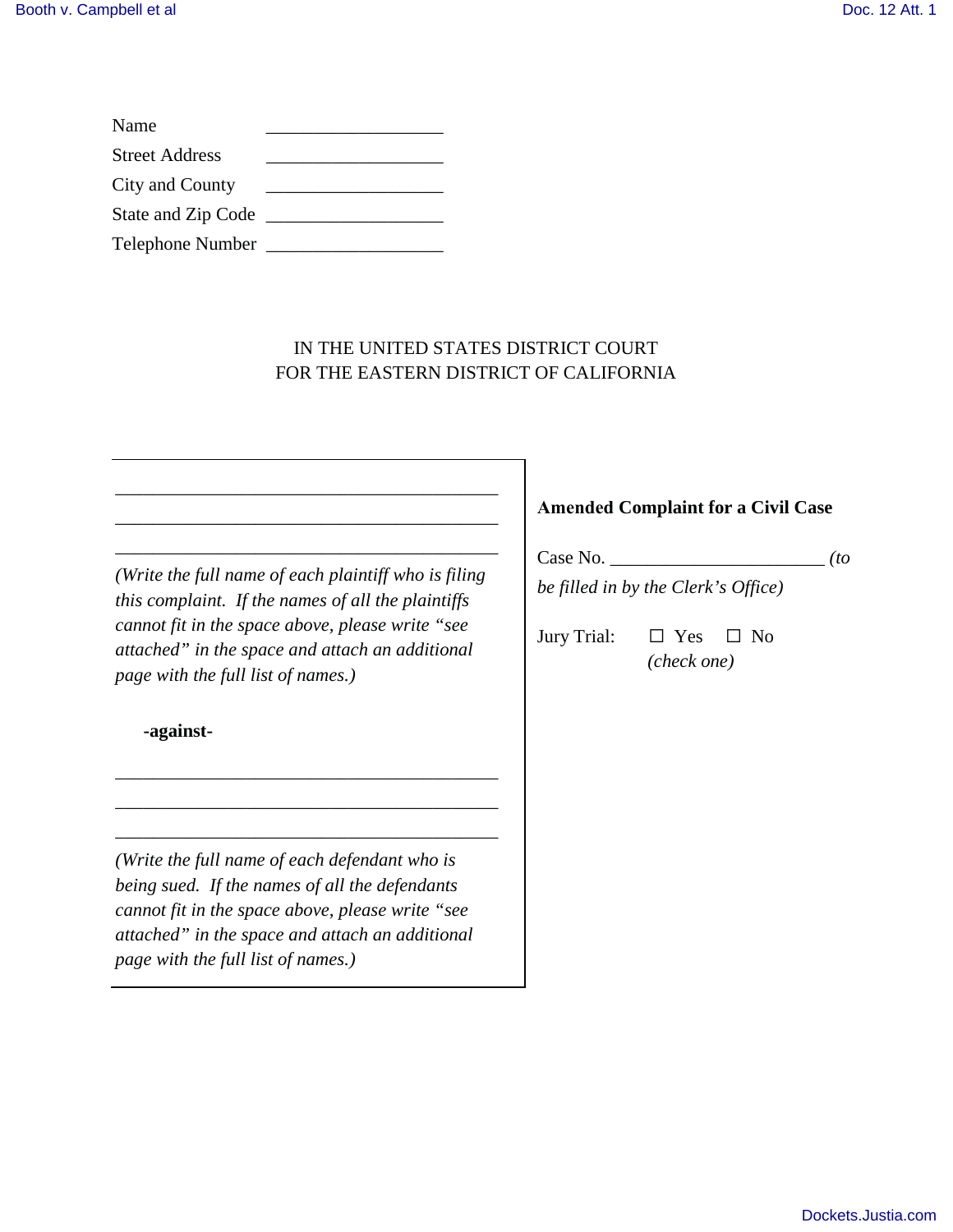Name \_\_\_\_\_\_\_\_\_\_\_\_\_\_\_\_\_\_\_\_

Street Address \_\_\_\_\_\_\_\_\_\_\_\_\_\_\_\_\_\_\_\_

City and County \_\_\_\_\_\_\_\_\_\_\_\_\_\_\_\_\_\_\_\_

State and Zip Code \_\_\_\_\_\_\_\_\_\_\_\_\_\_\_\_\_\_\_\_

Telephone Number \_\_\_\_\_\_\_\_\_\_\_\_\_\_\_\_\_\_\_\_

IN THE UNITED STATES DISTRICT COURT
FOR THE EASTERN DISTRICT OF CALIFORNIA

| | |
|---|---|
| \_\_\_\_\_\_\_\_\_\_\_\_\_\_\_\_\_\_\_\_\_\_\_\_\_\_\_\_\_\_\_\_\_\_\_\_\_\_\_\_<br>\_\_\_\_\_\_\_\_\_\_\_\_\_\_\_\_\_\_\_\_\_\_\_\_\_\_\_\_\_\_\_\_\_\_\_\_\_\_\_\_<br>\_\_\_\_\_\_\_\_\_\_\_\_\_\_\_\_\_\_\_\_\_\_\_\_\_\_\_\_\_\_\_\_\_\_\_\_\_\_\_\_<br>*(Write the full name of each plaintiff who is filing this complaint. If the names of all the plaintiffs cannot fit in the space above, please write "see attached" in the space and attach an additional page with the full list of names.)*<br><br>**-against-**<br><br>\_\_\_\_\_\_\_\_\_\_\_\_\_\_\_\_\_\_\_\_\_\_\_\_\_\_\_\_\_\_\_\_\_\_\_\_\_\_\_\_<br>\_\_\_\_\_\_\_\_\_\_\_\_\_\_\_\_\_\_\_\_\_\_\_\_\_\_\_\_\_\_\_\_\_\_\_\_\_\_\_\_<br>\_\_\_\_\_\_\_\_\_\_\_\_\_\_\_\_\_\_\_\_\_\_\_\_\_\_\_\_\_\_\_\_\_\_\_\_\_\_\_\_<br>*(Write the full name of each defendant who is being sued. If the names of all the defendants cannot fit in the space above, please write "see attached" in the space and attach an additional page with the full list of names.)* | **Amended Complaint for a Civil Case**<br><br>Case No. \_\_\_\_\_\_\_\_\_\_\_\_\_\_\_\_\_\_\_\_\_\_\_\_ *(to be filled in by the Clerk's Office)*<br><br>Jury Trial: ☐ Yes ☐ No<br>*(check one)* |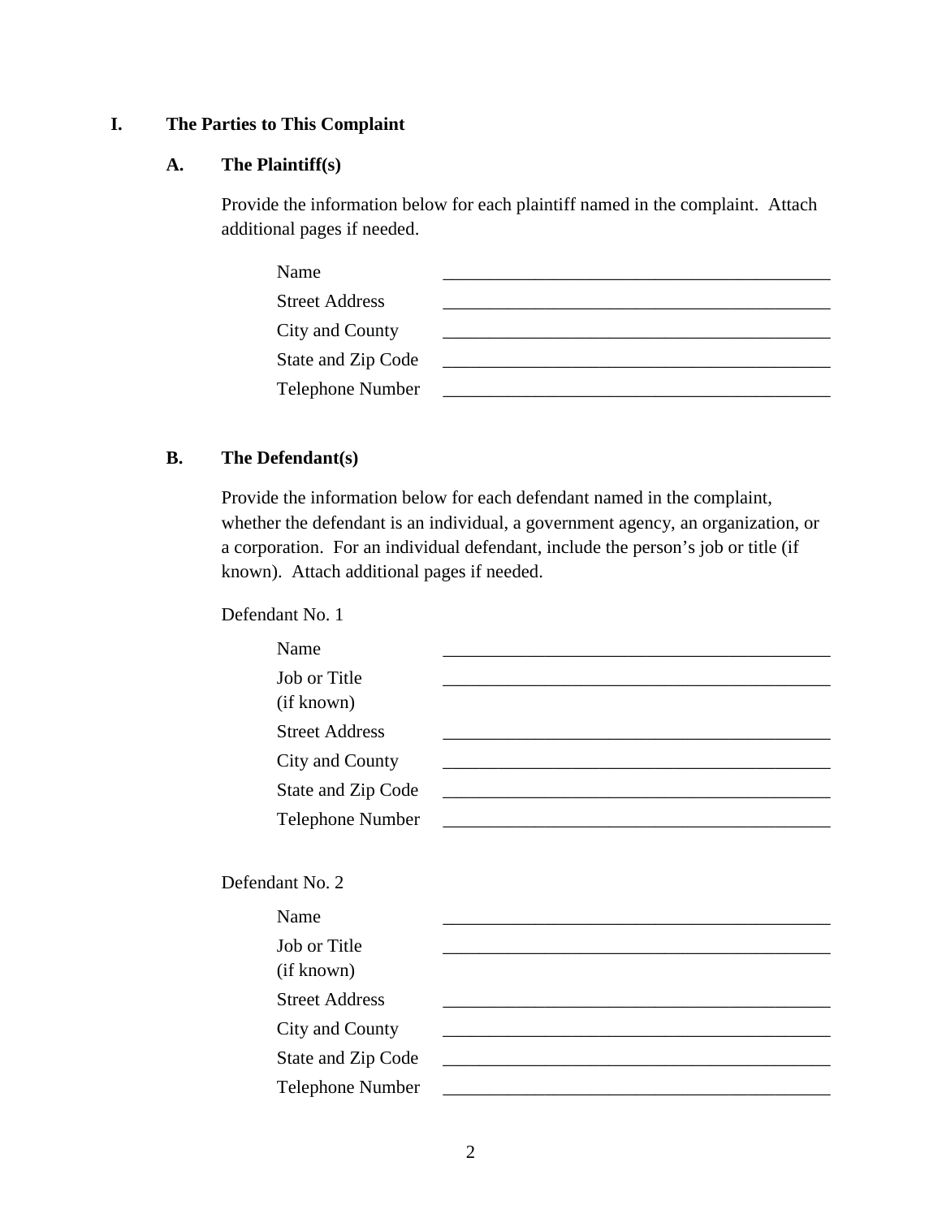## I. The Parties to This Complaint

### A. The Plaintiff(s)

Provide the information below for each plaintiff named in the complaint. Attach additional pages if needed.

| | |
|---|---|
| Name | ____________________________________________ |
| Street Address | ____________________________________________ |
| City and County | ____________________________________________ |
| State and Zip Code | ____________________________________________ |
| Telephone Number | ____________________________________________ |

### B. The Defendant(s)

Provide the information below for each defendant named in the complaint, whether the defendant is an individual, a government agency, an organization, or a corporation. For an individual defendant, include the person's job or title (if known). Attach additional pages if needed.

Defendant No. 1

| | |
|---|---|
| Name | ____________________________________________ |
| Job or Title (if known) | ____________________________________________ |
| Street Address | ____________________________________________ |
| City and County | ____________________________________________ |
| State and Zip Code | ____________________________________________ |
| Telephone Number | ____________________________________________ |

Defendant No. 2

| | |
|---|---|
| Name | ____________________________________________ |
| Job or Title (if known) | ____________________________________________ |
| Street Address | ____________________________________________ |
| City and County | ____________________________________________ |
| State and Zip Code | ____________________________________________ |
| Telephone Number | ____________________________________________ |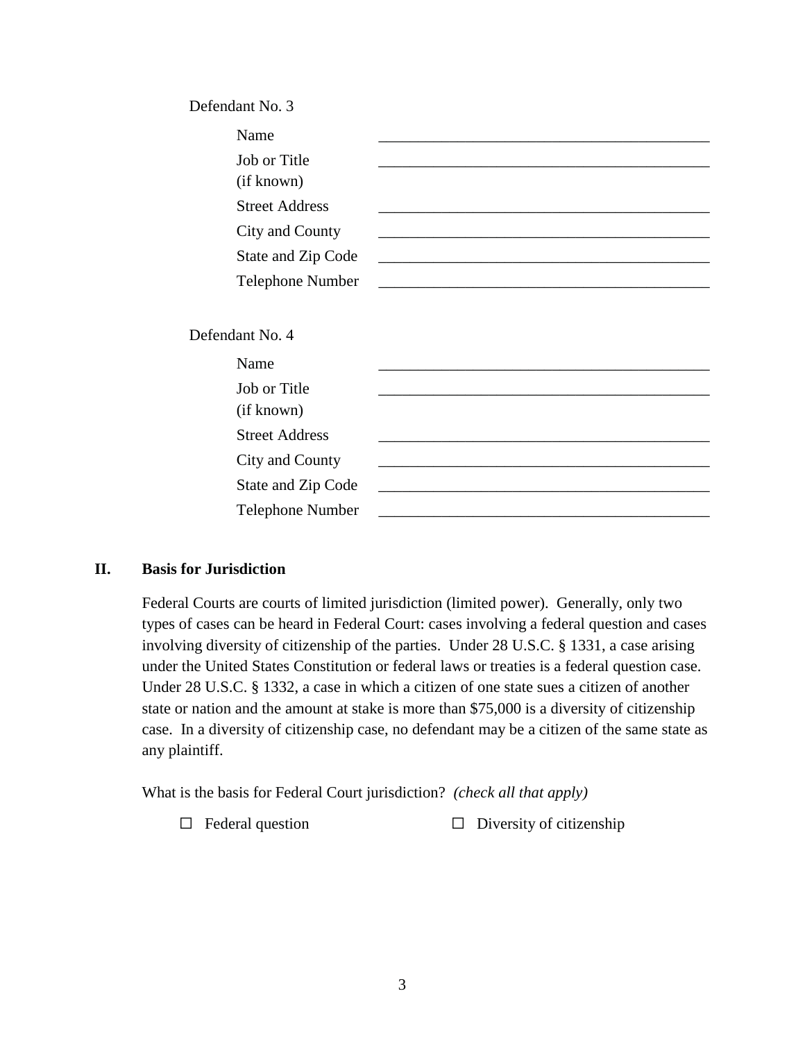Defendant No. 3

| | |
|---|---|
| Name | ___________________________________________ |
| Job or Title (if known) | ___________________________________________ |
| Street Address | ___________________________________________ |
| City and County | ___________________________________________ |
| State and Zip Code | ___________________________________________ |
| Telephone Number | ___________________________________________ |

Defendant No. 4

| | |
|---|---|
| Name | ___________________________________________ |
| Job or Title (if known) | ___________________________________________ |
| Street Address | ___________________________________________ |
| City and County | ___________________________________________ |
| State and Zip Code | ___________________________________________ |
| Telephone Number | ___________________________________________ |

## II. Basis for Jurisdiction

Federal Courts are courts of limited jurisdiction (limited power). Generally, only two types of cases can be heard in Federal Court: cases involving a federal question and cases involving diversity of citizenship of the parties. Under 28 U.S.C. § 1331, a case arising under the United States Constitution or federal laws or treaties is a federal question case. Under 28 U.S.C. § 1332, a case in which a citizen of one state sues a citizen of another state or nation and the amount at stake is more than $75,000 is a diversity of citizenship case. In a diversity of citizenship case, no defendant may be a citizen of the same state as any plaintiff.

What is the basis for Federal Court jurisdiction? *(check all that apply)*

☐ Federal question ☐ Diversity of citizenship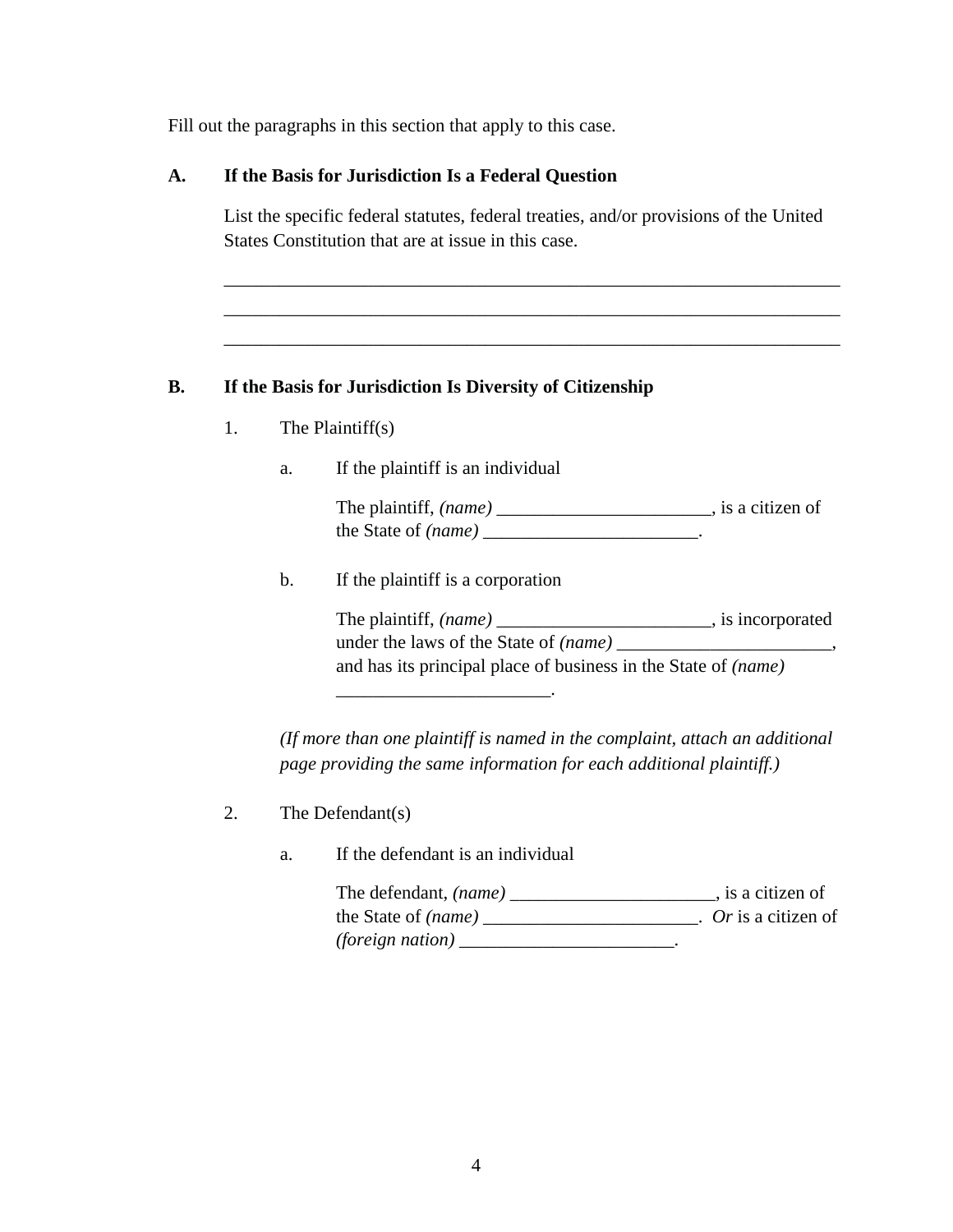Fill out the paragraphs in this section that apply to this case.

**A. If the Basis for Jurisdiction Is a Federal Question**

List the specific federal statutes, federal treaties, and/or provisions of the United States Constitution that are at issue in this case.

_____________________________________________________________________
_____________________________________________________________________
_____________________________________________________________________

**B. If the Basis for Jurisdiction Is Diversity of Citizenship**

1. The Plaintiff(s)

   a. If the plaintiff is an individual

      The plaintiff, *(name)* _______________________, is a citizen of the State of *(name)* _______________________.

   b. If the plaintiff is a corporation

      The plaintiff, *(name)* _______________________, is incorporated under the laws of the State of *(name)* _______________________, and has its principal place of business in the State of *(name)* _______________________.

   *(If more than one plaintiff is named in the complaint, attach an additional page providing the same information for each additional plaintiff.)*

2. The Defendant(s)

   a. If the defendant is an individual

      The defendant, *(name)* ______________________, is a citizen of the State of *(name)* _______________________. *Or* is a citizen of *(foreign nation)* _______________________.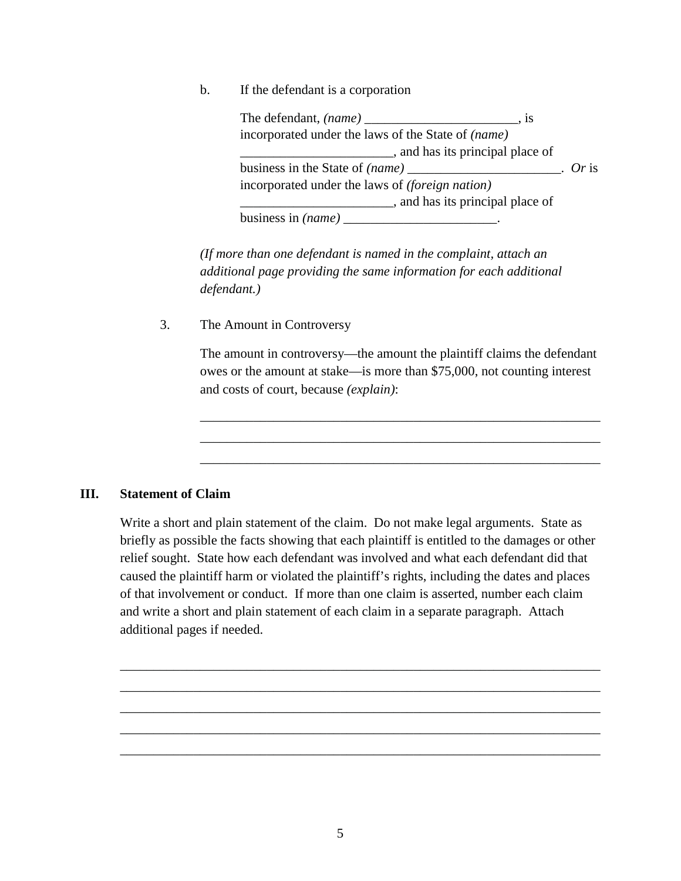b. If the defendant is a corporation

The defendant, *(name)* _______________________, is incorporated under the laws of the State of *(name)* _______________________, and has its principal place of business in the State of *(name)* _______________________. *Or* is incorporated under the laws of *(foreign nation)* _______________________, and has its principal place of business in *(name)* _______________________.

*(If more than one defendant is named in the complaint, attach an additional page providing the same information for each additional defendant.)*

3. The Amount in Controversy

The amount in controversy—the amount the plaintiff claims the defendant owes or the amount at stake—is more than $75,000, not counting interest and costs of court, because *(explain)*:

_____________________________________________________________

_____________________________________________________________

_____________________________________________________________

## III. Statement of Claim

Write a short and plain statement of the claim. Do not make legal arguments. State as briefly as possible the facts showing that each plaintiff is entitled to the damages or other relief sought. State how each defendant was involved and what each defendant did that caused the plaintiff harm or violated the plaintiff's rights, including the dates and places of that involvement or conduct. If more than one claim is asserted, number each claim and write a short and plain statement of each claim in a separate paragraph. Attach additional pages if needed.

_____________________________________________________________

_____________________________________________________________

_____________________________________________________________

_____________________________________________________________

_____________________________________________________________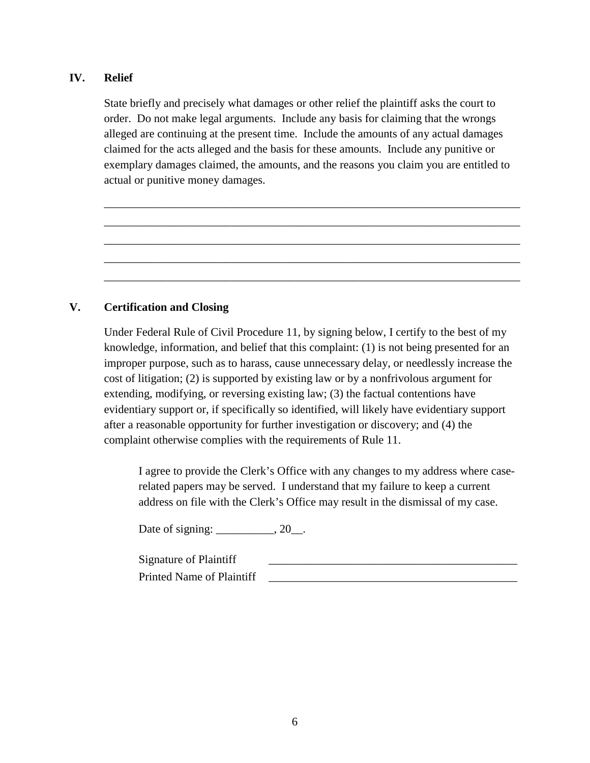## IV. Relief

State briefly and precisely what damages or other relief the plaintiff asks the court to order. Do not make legal arguments. Include any basis for claiming that the wrongs alleged are continuing at the present time. Include the amounts of any actual damages claimed for the acts alleged and the basis for these amounts. Include any punitive or exemplary damages claimed, the amounts, and the reasons you claim you are entitled to actual or punitive money damages.

______________________________________________________________________________

______________________________________________________________________________

______________________________________________________________________________

______________________________________________________________________________

______________________________________________________________________________

## V. Certification and Closing

Under Federal Rule of Civil Procedure 11, by signing below, I certify to the best of my knowledge, information, and belief that this complaint: (1) is not being presented for an improper purpose, such as to harass, cause unnecessary delay, or needlessly increase the cost of litigation; (2) is supported by existing law or by a nonfrivolous argument for extending, modifying, or reversing existing law; (3) the factual contentions have evidentiary support or, if specifically so identified, will likely have evidentiary support after a reasonable opportunity for further investigation or discovery; and (4) the complaint otherwise complies with the requirements of Rule 11.

I agree to provide the Clerk's Office with any changes to my address where case-related papers may be served. I understand that my failure to keep a current address on file with the Clerk's Office may result in the dismissal of my case.

Date of signing: __________, 20__.

Signature of Plaintiff ____________________________________________

Printed Name of Plaintiff ____________________________________________